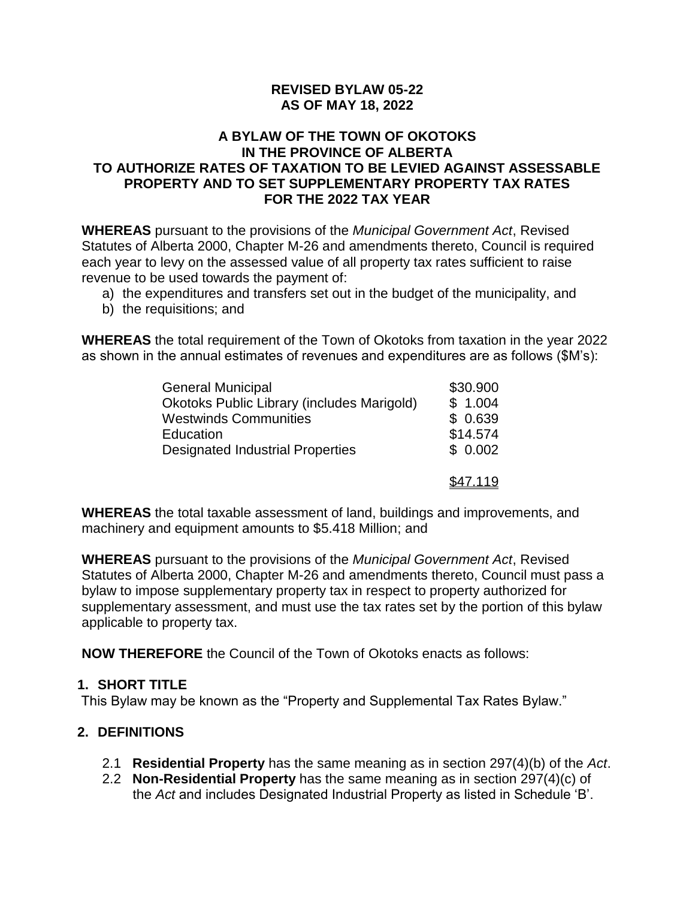**REVISED BYLAW 05-22**
**AS OF MAY 18, 2022**

**A BYLAW OF THE TOWN OF OKOTOKS**
**IN THE PROVINCE OF ALBERTA**
**TO AUTHORIZE RATES OF TAXATION TO BE LEVIED AGAINST ASSESSABLE PROPERTY AND TO SET SUPPLEMENTARY PROPERTY TAX RATES FOR THE 2022 TAX YEAR**

**WHEREAS** pursuant to the provisions of the *Municipal Government Act*, Revised Statutes of Alberta 2000, Chapter M-26 and amendments thereto, Council is required each year to levy on the assessed value of all property tax rates sufficient to raise revenue to be used towards the payment of:

a) the expenditures and transfers set out in the budget of the municipality, and
b) the requisitions; and

**WHEREAS** the total requirement of the Town of Okotoks from taxation in the year 2022 as shown in the annual estimates of revenues and expenditures are as follows ($M's):

| | |
|---|---|
| General Municipal | $30.900 |
| Okotoks Public Library (includes Marigold) | $ 1.004 |
| Westwinds Communities | $ 0.639 |
| Education | $14.574 |
| Designated Industrial Properties | $ 0.002 |
| | $47.119 |

**WHEREAS** the total taxable assessment of land, buildings and improvements, and machinery and equipment amounts to $5.418 Million; and

**WHEREAS** pursuant to the provisions of the *Municipal Government Act*, Revised Statutes of Alberta 2000, Chapter M-26 and amendments thereto, Council must pass a bylaw to impose supplementary property tax in respect to property authorized for supplementary assessment, and must use the tax rates set by the portion of this bylaw applicable to property tax.

**NOW THEREFORE** the Council of the Town of Okotoks enacts as follows:

## 1. SHORT TITLE

This Bylaw may be known as the "Property and Supplemental Tax Rates Bylaw."

## 2. DEFINITIONS

2.1 **Residential Property** has the same meaning as in section 297(4)(b) of the *Act*.

2.2 **Non-Residential Property** has the same meaning as in section 297(4)(c) of the *Act* and includes Designated Industrial Property as listed in Schedule 'B'.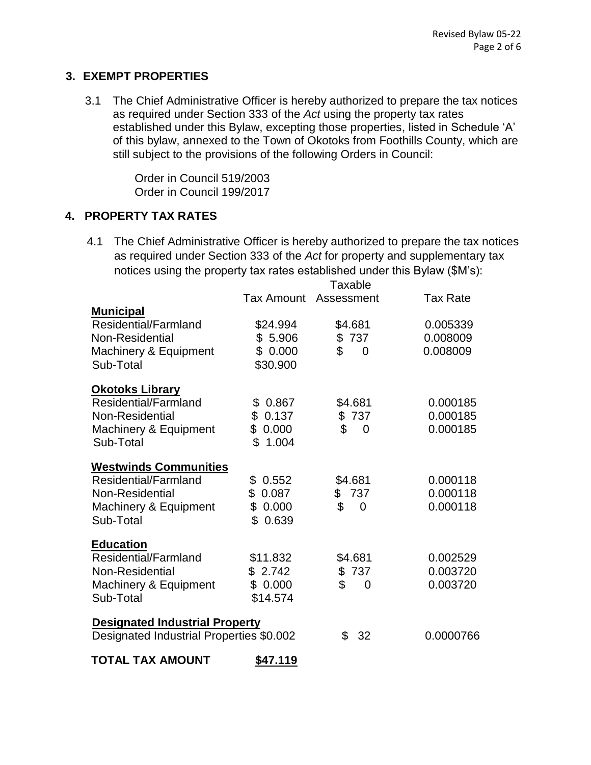## 3. EXEMPT PROPERTIES

3.1 The Chief Administrative Officer is hereby authorized to prepare the tax notices as required under Section 333 of the *Act* using the property tax rates established under this Bylaw, excepting those properties, listed in Schedule 'A' of this bylaw, annexed to the Town of Okotoks from Foothills County, which are still subject to the provisions of the following Orders in Council:

Order in Council 519/2003
Order in Council 199/2017

## 4. PROPERTY TAX RATES

4.1 The Chief Administrative Officer is hereby authorized to prepare the tax notices as required under Section 333 of the *Act* for property and supplementary tax notices using the property tax rates established under this Bylaw ($M's):

| | Tax Amount | Taxable Assessment | Tax Rate |
|---|---|---|---|
| **Municipal** | | | |
| Residential/Farmland | $24.994 | $4.681 | 0.005339 |
| Non-Residential | $ 5.906 | $ 737 | 0.008009 |
| Machinery & Equipment | $ 0.000 | $ 0 | 0.008009 |
| Sub-Total | $30.900 | | |
| **Okotoks Library** | | | |
| Residential/Farmland | $ 0.867 | $4.681 | 0.000185 |
| Non-Residential | $ 0.137 | $ 737 | 0.000185 |
| Machinery & Equipment | $ 0.000 | $ 0 | 0.000185 |
| Sub-Total | $ 1.004 | | |
| **Westwinds Communities** | | | |
| Residential/Farmland | $ 0.552 | $4.681 | 0.000118 |
| Non-Residential | $ 0.087 | $ 737 | 0.000118 |
| Machinery & Equipment | $ 0.000 | $ 0 | 0.000118 |
| Sub-Total | $ 0.639 | | |
| **Education** | | | |
| Residential/Farmland | $11.832 | $4.681 | 0.002529 |
| Non-Residential | $ 2.742 | $ 737 | 0.003720 |
| Machinery & Equipment | $ 0.000 | $ 0 | 0.003720 |
| Sub-Total | $14.574 | | |
| **Designated Industrial Property** | | | |
| Designated Industrial Properties | $0.002 | $ 32 | 0.0000766 |
| **TOTAL TAX AMOUNT** | **$47.119** | | |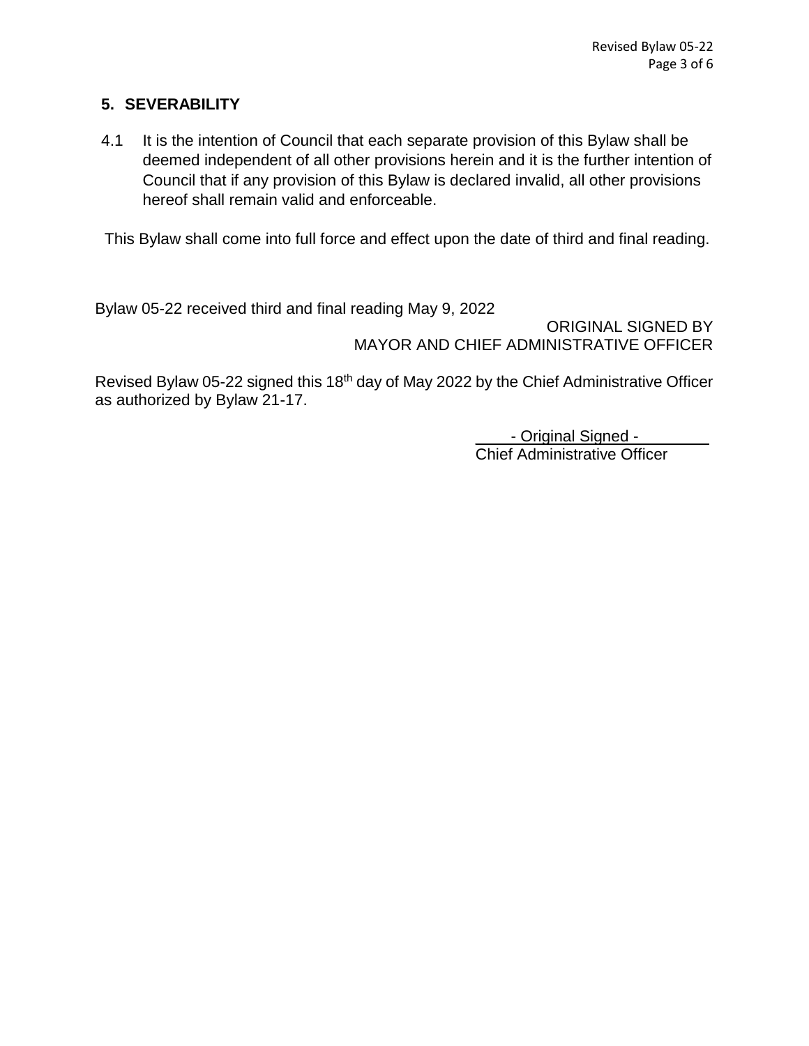## 5. SEVERABILITY

4.1 It is the intention of Council that each separate provision of this Bylaw shall be deemed independent of all other provisions herein and it is the further intention of Council that if any provision of this Bylaw is declared invalid, all other provisions hereof shall remain valid and enforceable.

This Bylaw shall come into full force and effect upon the date of third and final reading.

Bylaw 05-22 received third and final reading May 9, 2022

ORIGINAL SIGNED BY
MAYOR AND CHIEF ADMINISTRATIVE OFFICER

Revised Bylaw 05-22 signed this 18th day of May 2022 by the Chief Administrative Officer as authorized by Bylaw 21-17.

- Original Signed -
Chief Administrative Officer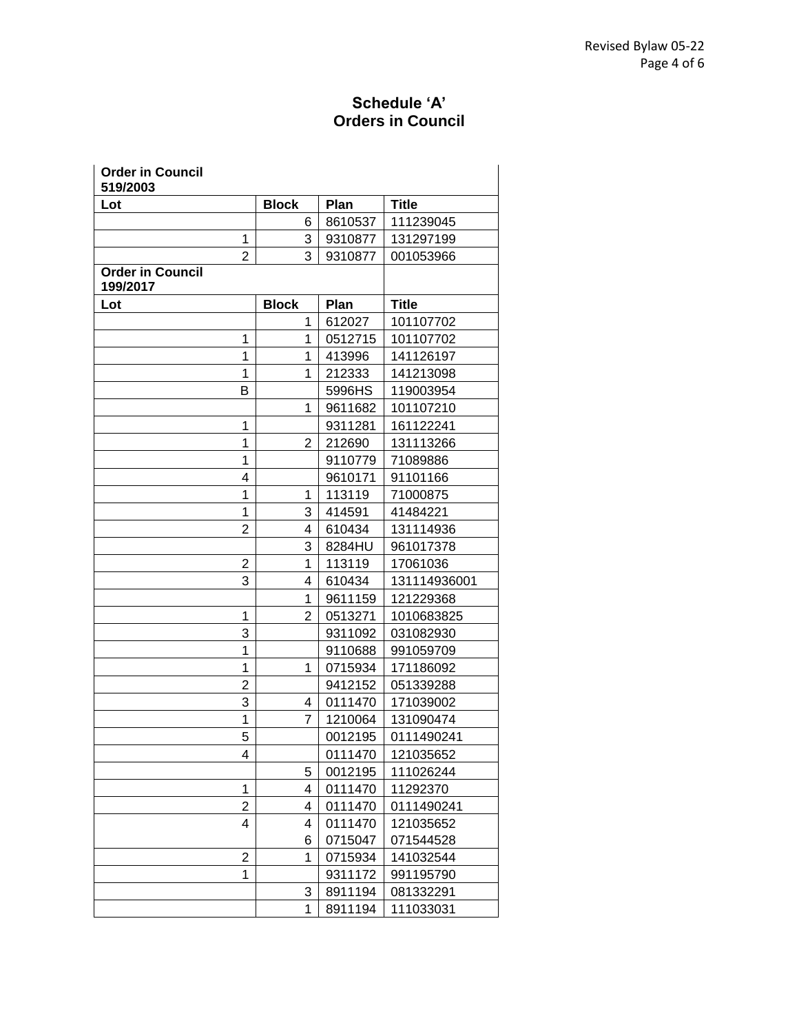## Schedule 'A'
## Orders in Council

| **Order in Council 519/2003** | | | |
|---|---|---|---|
| **Lot** | **Block** | **Plan** | **Title** |
| | 6 | 8610537 | 111239045 |
| 1 | 3 | 9310877 | 131297199 |
| 2 | 3 | 9310877 | 001053966 |
| **Order in Council 199/2017** | | | |
| **Lot** | **Block** | **Plan** | **Title** |
| | 1 | 612027 | 101107702 |
| 1 | 1 | 0512715 | 101107702 |
| 1 | 1 | 413996 | 141126197 |
| 1 | 1 | 212333 | 141213098 |
| B | | 5996HS | 119003954 |
| | 1 | 9611682 | 101107210 |
| 1 | | 9311281 | 161122241 |
| 1 | 2 | 212690 | 131113266 |
| 1 | | 9110779 | 71089886 |
| 4 | | 9610171 | 91101166 |
| 1 | 1 | 113119 | 71000875 |
| 1 | 3 | 414591 | 41484221 |
| 2 | 4 | 610434 | 131114936 |
| | 3 | 8284HU | 961017378 |
| 2 | 1 | 113119 | 17061036 |
| 3 | 4 | 610434 | 131114936001 |
| | 1 | 9611159 | 121229368 |
| 1 | 2 | 0513271 | 1010683825 |
| 3 | | 9311092 | 031082930 |
| 1 | | 9110688 | 991059709 |
| 1 | 1 | 0715934 | 171186092 |
| 2 | | 9412152 | 051339288 |
| 3 | 4 | 0111470 | 171039002 |
| 1 | 7 | 1210064 | 131090474 |
| 5 | | 0012195 | 0111490241 |
| 4 | | 0111470 | 121035652 |
| | 5 | 0012195 | 111026244 |
| 1 | 4 | 0111470 | 11292370 |
| 2 | 4 | 0111470 | 0111490241 |
| 4 | 4 | 0111470 | 121035652 |
| | 6 | 0715047 | 071544528 |
| 2 | 1 | 0715934 | 141032544 |
| 1 | | 9311172 | 991195790 |
| | 3 | 8911194 | 081332291 |
| | 1 | 8911194 | 111033031 |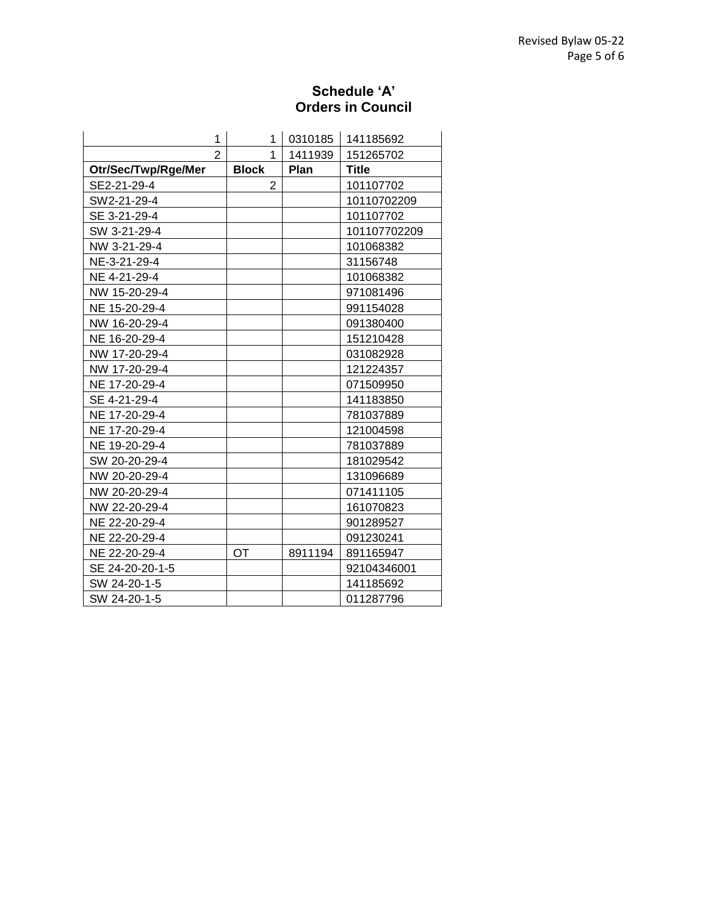**Schedule 'A'**
**Orders in Council**

| | | | |
|---|---|---|---|
| 1 | 1 | 0310185 | 141185692 |
| 2 | 1 | 1411939 | 151265702 |
| **Otr/Sec/Twp/Rge/Mer** | **Block** | **Plan** | **Title** |
| SE2-21-29-4 | 2 | | 101107702 |
| SW2-21-29-4 | | | 10110702209 |
| SE 3-21-29-4 | | | 101107702 |
| SW 3-21-29-4 | | | 101107702209 |
| NW 3-21-29-4 | | | 101068382 |
| NE-3-21-29-4 | | | 31156748 |
| NE 4-21-29-4 | | | 101068382 |
| NW 15-20-29-4 | | | 971081496 |
| NE 15-20-29-4 | | | 991154028 |
| NW 16-20-29-4 | | | 091380400 |
| NE 16-20-29-4 | | | 151210428 |
| NW 17-20-29-4 | | | 031082928 |
| NW 17-20-29-4 | | | 121224357 |
| NE 17-20-29-4 | | | 071509950 |
| SE 4-21-29-4 | | | 141183850 |
| NE 17-20-29-4 | | | 781037889 |
| NE 17-20-29-4 | | | 121004598 |
| NE 19-20-29-4 | | | 781037889 |
| SW 20-20-29-4 | | | 181029542 |
| NW 20-20-29-4 | | | 131096689 |
| NW 20-20-29-4 | | | 071411105 |
| NW 22-20-29-4 | | | 161070823 |
| NE 22-20-29-4 | | | 901289527 |
| NE 22-20-29-4 | | | 091230241 |
| NE 22-20-29-4 | OT | 8911194 | 891165947 |
| SE 24-20-20-1-5 | | | 92104346001 |
| SW 24-20-1-5 | | | 141185692 |
| SW 24-20-1-5 | | | 011287796 |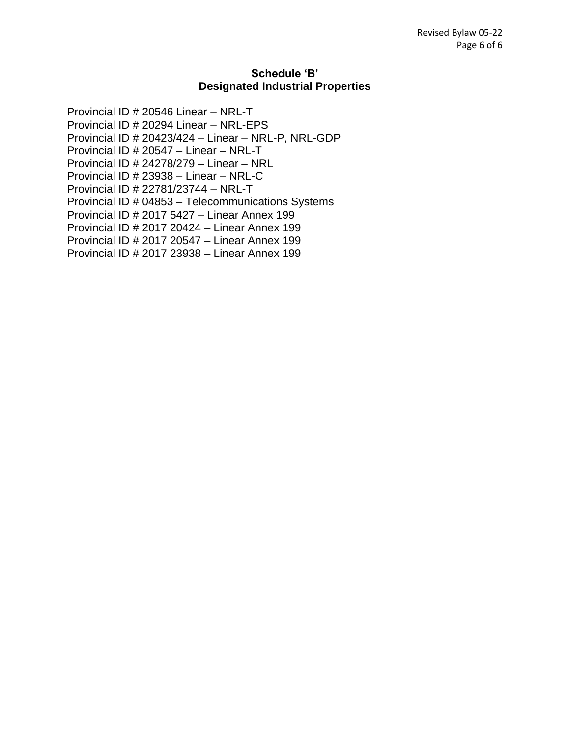## Schedule 'B'
## Designated Industrial Properties

Provincial ID # 20546 Linear – NRL-T
Provincial ID # 20294 Linear – NRL-EPS
Provincial ID # 20423/424 – Linear – NRL-P, NRL-GDP
Provincial ID # 20547 – Linear – NRL-T
Provincial ID # 24278/279 – Linear – NRL
Provincial ID # 23938 – Linear – NRL-C
Provincial ID # 22781/23744 – NRL-T
Provincial ID # 04853 – Telecommunications Systems
Provincial ID # 2017 5427 – Linear Annex 199
Provincial ID # 2017 20424 – Linear Annex 199
Provincial ID # 2017 20547 – Linear Annex 199
Provincial ID # 2017 23938 – Linear Annex 199